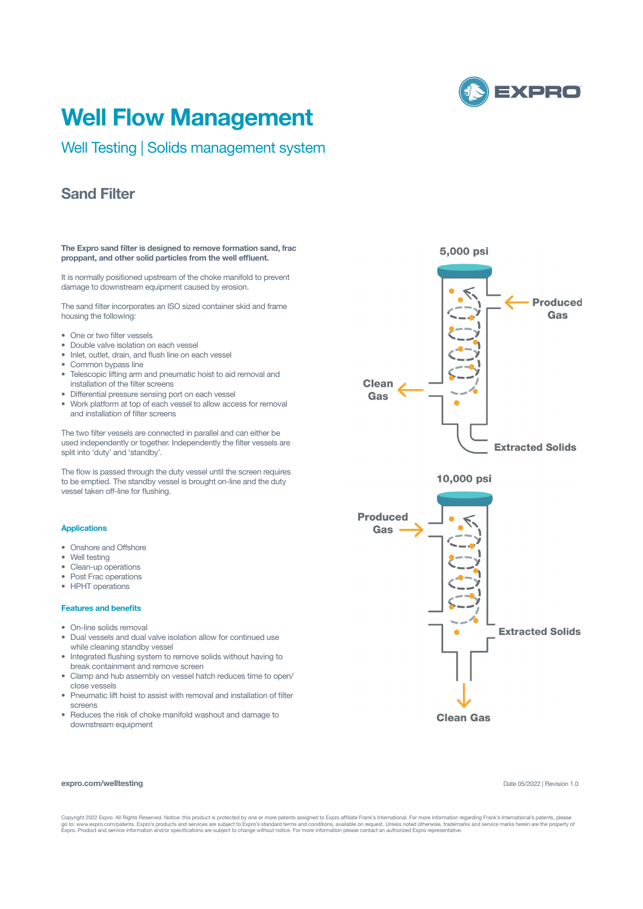# Well Flow Management

## Well Testing | Solids management system

## Sand Filter

**The Expro sand filter is designed to remove formation sand, frac proppant, and other solid particles from the well effluent.**

It is normally positioned upstream of the choke manifold to prevent damage to downstream equipment caused by erosion.

The sand filter incorporates an ISO sized container skid and frame housing the following:

- One or two filter vessels
- Double valve isolation on each vessel
- Inlet, outlet, drain, and flush line on each vessel
- Common bypass line
- Telescopic lifting arm and pneumatic hoist to aid removal and installation of the filter screens
- Differential pressure sensing port on each vessel
- Work platform at top of each vessel to allow access for removal and installation of filter screens

The two filter vessels are connected in parallel and can either be used independently or together. Independently the filter vessels are split into 'duty' and 'standby'.

The flow is passed through the duty vessel until the screen requires to be emptied. The standby vessel is brought on-line and the duty vessel taken off-line for flushing.

### Applications

- Onshore and Offshore
- Well testing
- Clean-up operations
- Post Frac operations
- HPHT operations

### Features and benefits

- On-line solids removal
- Dual vessels and dual valve isolation allow for continued use while cleaning standby vessel
- Integrated flushing system to remove solids without having to break containment and remove screen
- Clamp and hub assembly on vessel hatch reduces time to open/close vessels
- Pneumatic lift hoist to assist with removal and installation of filter screens
- Reduces the risk of choke manifold washout and damage to downstream equipment

5,000 psi

Produced Gas

Clean Gas

Extracted Solids

10,000 psi

Produced Gas

Extracted Solids

Clean Gas

expro.com/welltesting

Date 05/2022 | Revision 1.0

Copyright 2022 Expro. All Rights Reserved. Notice: this product is protected by one or more patents assigned to Expro affiliate Frank's International. For more information regarding Frank's International's patents, please go to: www.expro.com/patents. Expro's products and services are subject to Expro's standard terms and conditions, available on request. Unless noted otherwise, trademarks and service marks herein are the property of Expro. Product and service information and/or specifications are subject to change without notice. For more information please contact an authorized Expro representative.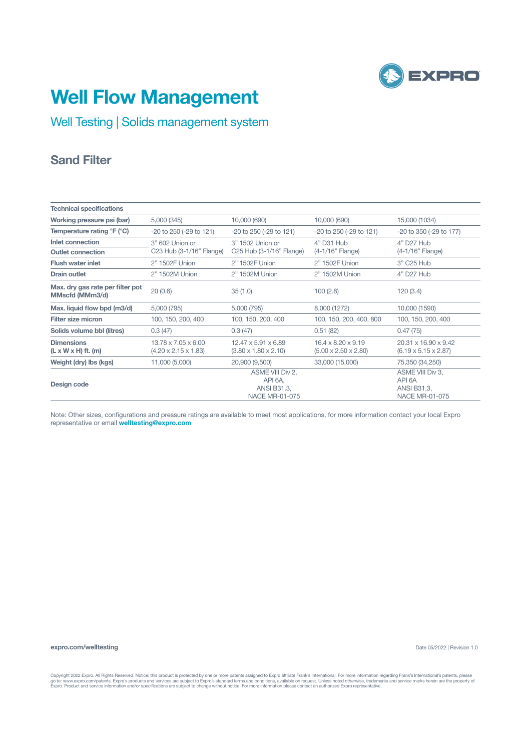# Well Flow Management

## Well Testing | Solids management system

### Sand Filter

| Technical specifications | | | | |
|---|---|---|---|---|
| **Working pressure psi (bar)** | 5,000 (345) | 10,000 (690) | 10,000 (690) | 15,000 (1034) |
| **Temperature rating °F (°C)** | -20 to 250 (-29 to 121) | -20 to 250 (-29 to 121) | -20 to 250 (-29 to 121) | -20 to 350 (-29 to 177) |
| **Inlet connection** / **Outlet connection** | 3" 602 Union or C23 Hub (3-1/16" Flange) | 3" 1502 Union or C25 Hub (3-1/16" Flange) | 4" D31 Hub (4-1/16" Flange) | 4" D27 Hub (4-1/16" Flange) |
| **Flush water inlet** | 2" 1502F Union | 2" 1502F Union | 2" 1502F Union | 3" C25 Hub |
| **Drain outlet** | 2" 1502M Union | 2" 1502M Union | 2" 1502M Union | 4" D27 Hub |
| **Max. dry gas rate per filter pot MMscfd (MMm3/d)** | 20 (0.6) | 35 (1.0) | 100 (2.8) | 120 (3.4) |
| **Max. liquid flow bpd (m3/d)** | 5,000 (795) | 5,000 (795) | 8,000 (1272) | 10,000 (1590) |
| **Filter size micron** | 100, 150, 200, 400 | 100, 150, 200, 400 | 100, 150, 200, 400, 800 | 100, 150, 200, 400 |
| **Solids volume bbl (litres)** | 0.3 (47) | 0.3 (47) | 0.51 (82) | 0.47 (75) |
| **Dimensions (L x W x H) ft. (m)** | 13.78 x 7.05 x 6.00 (4.20 x 2.15 x 1.83) | 12.47 x 5.91 x 6.89 (3.80 x 1.80 x 2.10) | 16.4 x 8.20 x 9.19 (5.00 x 2.50 x 2.80) | 20.31 x 16.90 x 9.42 (6.19 x 5.15 x 2.87) |
| **Weight (dry) lbs (kgs)** | 11,000 (5,000) | 20,900 (9,500) | 33,000 (15,000) | 75,350 (34,250) |
| **Design code** | ASME VIII Div 2, API 6A, ANSI B31.3, NACE MR-01-075 | | | ASME VIII Div 3, API 6A ANSI B31.3, NACE MR-01-075 |

Note: Other sizes, configurations and pressure ratings are available to meet most applications, for more information contact your local Expro representative or email **welltesting@expro.com**

**expro.com/welltesting**

Date 05/2022 | Revision 1.0

Copyright 2022 Expro. All Rights Reserved. Notice: this product is protected by one or more patents assigned to Expro affiliate Frank's International. For more information regarding Frank's International's patents, please go to: www.expro.com/patents. Expro's products and services are subject to Expro's standard terms and conditions, available on request. Unless noted otherwise, trademarks and service marks herein are the property of Expro. Product and service information and/or specifications are subject to change without notice. For more information please contact an authorized Expro representative.